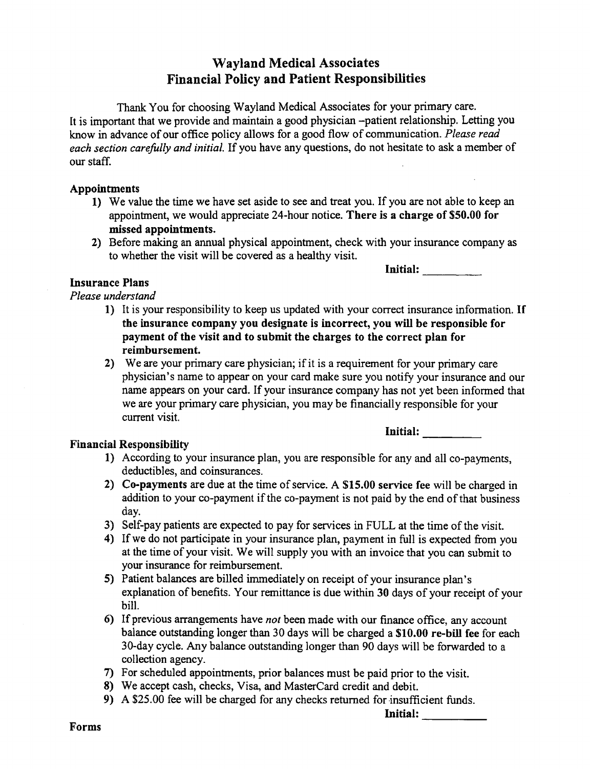# Wayland Medical Associates
# Financial Policy and Patient Responsibilities

Thank You for choosing Wayland Medical Associates for your primary care. It is important that we provide and maintain a good physician –patient relationship. Letting you know in advance of our office policy allows for a good flow of communication. *Please read each section carefully and initial.* If you have any questions, do not hesitate to ask a member of our staff.

### Appointments

1) We value the time we have set aside to see and treat you. If you are not able to keep an appointment, we would appreciate 24-hour notice. **There is a charge of $50.00 for missed appointments.**
2) Before making an annual physical appointment, check with your insurance company as to whether the visit will be covered as a healthy visit.

**Initial:** __________

### Insurance Plans

*Please understand*

1) It is your responsibility to keep us updated with your correct insurance information. **If the insurance company you designate is incorrect, you will be responsible for payment of the visit and to submit the charges to the correct plan for reimbursement.**
2) We are your primary care physician; if it is a requirement for your primary care physician's name to appear on your card make sure you notify your insurance and our name appears on your card. If your insurance company has not yet been informed that we are your primary care physician, you may be financially responsible for your current visit.

**Initial:** __________

### Financial Responsibility

1) According to your insurance plan, you are responsible for any and all co-payments, deductibles, and coinsurances.
2) **Co-payments** are due at the time of service. A **$15.00 service fee** will be charged in addition to your co-payment if the co-payment is not paid by the end of that business day.
3) Self-pay patients are expected to pay for services in FULL at the time of the visit.
4) If we do not participate in your insurance plan, payment in full is expected from you at the time of your visit. We will supply you with an invoice that you can submit to your insurance for reimbursement.
5) Patient balances are billed immediately on receipt of your insurance plan's explanation of benefits. Your remittance is due within **30** days of your receipt of your bill.
6) If previous arrangements have *not* been made with our finance office, any account balance outstanding longer than 30 days will be charged a **$10.00 re-bill fee** for each 30-day cycle. Any balance outstanding longer than 90 days will be forwarded to a collection agency.
7) For scheduled appointments, prior balances must be paid prior to the visit.
8) We accept cash, checks, Visa, and MasterCard credit and debit.
9) A $25.00 fee will be charged for any checks returned for insufficient funds.

**Initial:** __________

### Forms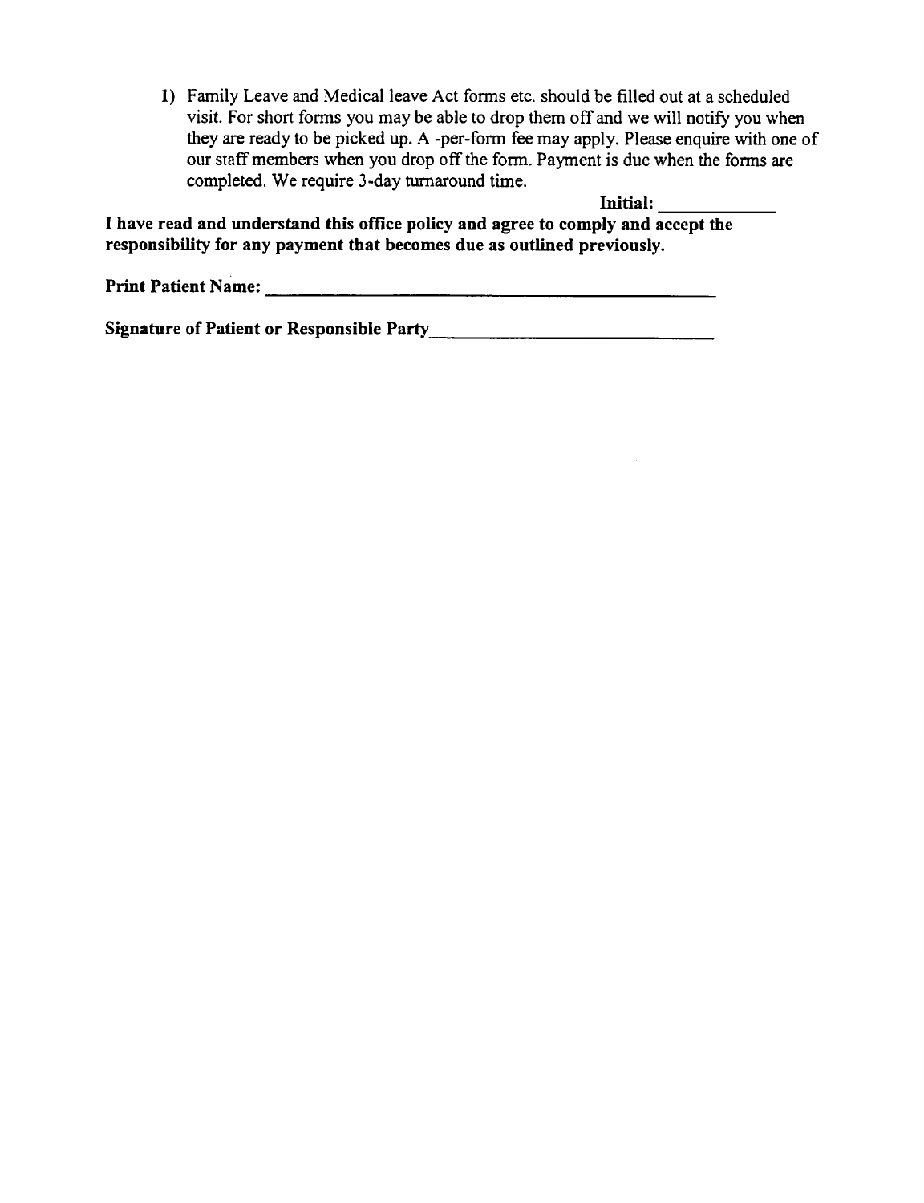1) Family Leave and Medical leave Act forms etc. should be filled out at a scheduled visit. For short forms you may be able to drop them off and we will notify you when they are ready to be picked up. A -per-form fee may apply. Please enquire with one of our staff members when you drop off the form. Payment is due when the forms are completed. We require 3-day turnaround time.

**Initial:** ___________

**I have read and understand this office policy and agree to comply and accept the responsibility for any payment that becomes due as outlined previously.**

**Print Patient Name:** ______________________________________________

**Signature of Patient or Responsible Party**_____________________________